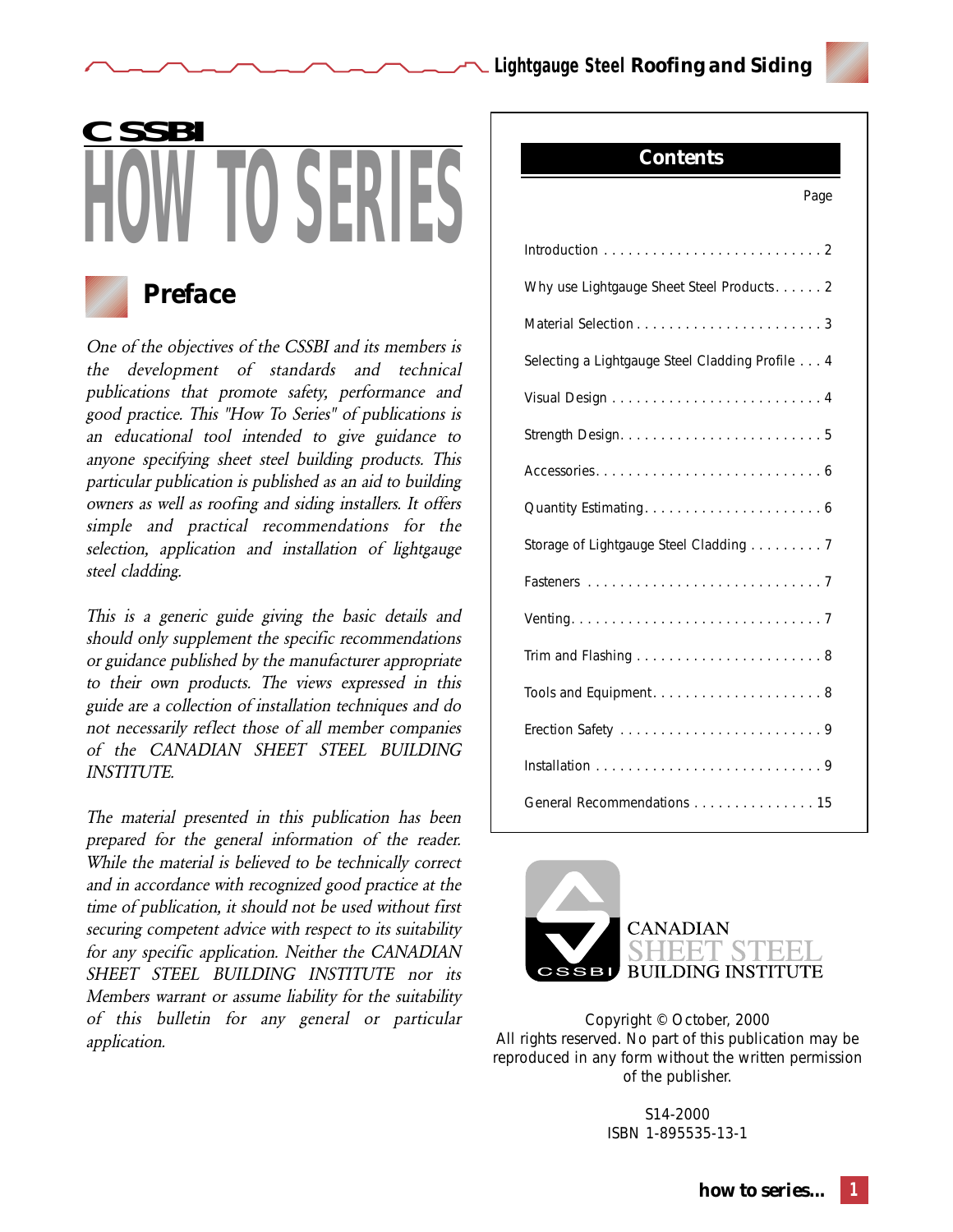# CSSBI HOW TO SERIES

## Preface

*One of the objectives of the CSSBI and its members is the development of standards and technical publications that promote safety, performance and good practice. This "How To Series" of publications is an educational tool intended to give guidance to anyone specifying sheet steel building products. This particular publication is published as an aid to building owners as well as roofing and siding installers. It offers simple and practical recommendations for the selection, application and installation of lightgauge steel cladding.*

*This is a generic guide giving the basic details and should only supplement the specific recommendations or guidance published by the manufacturer appropriate to their own products. The views expressed in this guide are a collection of installation techniques and do not necessarily reflect those of all member companies of the CANADIAN SHEET STEEL BUILDING INSTITUTE.*

*The material presented in this publication has been prepared for the general information of the reader. While the material is believed to be technically correct and in accordance with recognized good practice at the time of publication, it should not be used without first securing competent advice with respect to its suitability for any specific application. Neither the CANADIAN SHEET STEEL BUILDING INSTITUTE nor its Members warrant or assume liability for the suitability of this bulletin for any general or particular application.*

## Contents

| | Page |
|---|---|
| Introduction | 2 |
| Why use Lightgauge Sheet Steel Products | 2 |
| Material Selection | 3 |
| Selecting a Lightgauge Steel Cladding Profile | 4 |
| Visual Design | 4 |
| Strength Design | 5 |
| Accessories | 6 |
| Quantity Estimating | 6 |
| Storage of Lightgauge Steel Cladding | 7 |
| Fasteners | 7 |
| Venting | 7 |
| Trim and Flashing | 8 |
| Tools and Equipment | 8 |
| Erection Safety | 9 |
| Installation | 9 |
| General Recommendations | 15 |

CANADIAN SHEET STEEL BUILDING INSTITUTE

Copyright © October, 2000
All rights reserved. No part of this publication may be reproduced in any form without the written permission of the publisher.

S14-2000
ISBN 1-895535-13-1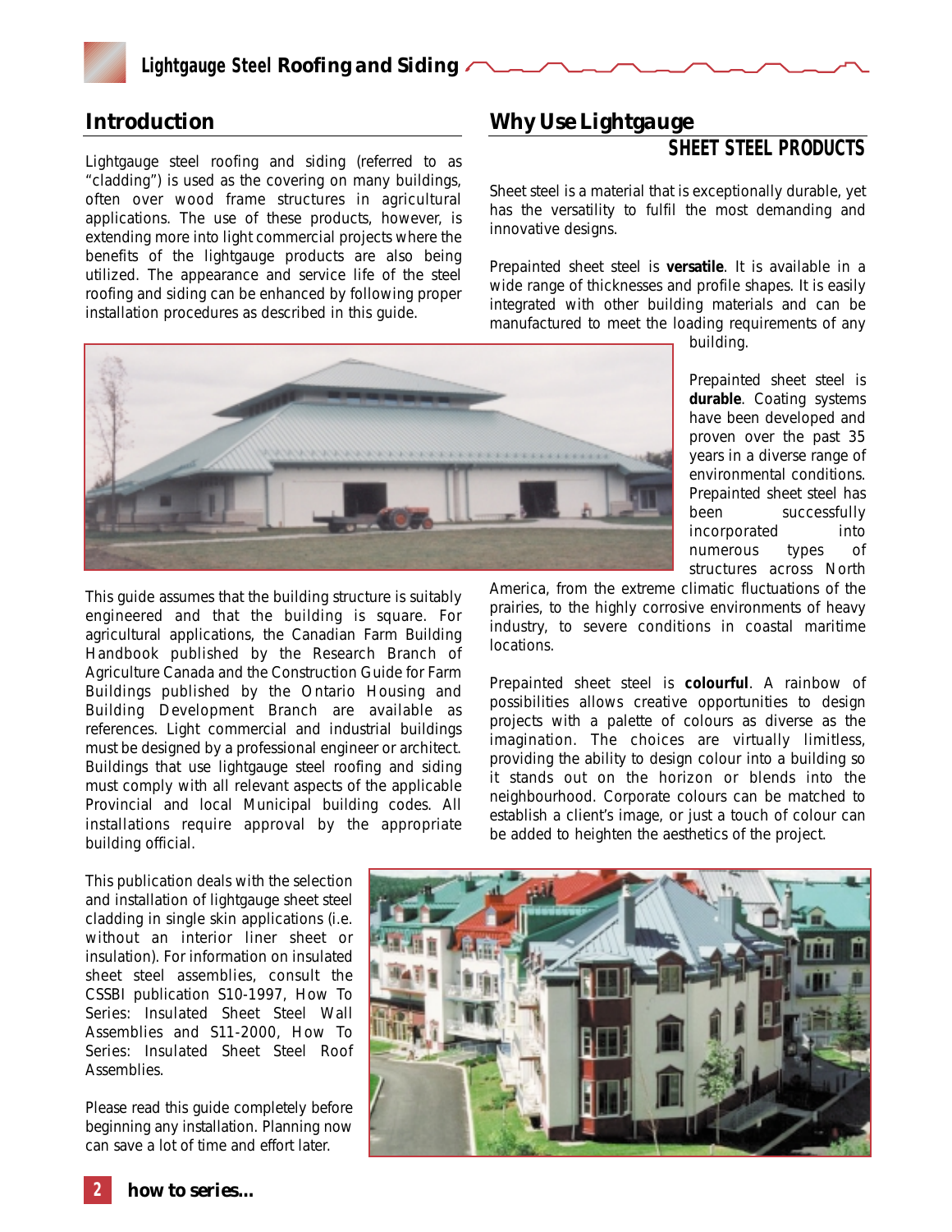## Introduction

Lightgauge steel roofing and siding (referred to as "cladding") is used as the covering on many buildings, often over wood frame structures in agricultural applications. The use of these products, however, is extending more into light commercial projects where the benefits of the lightgauge products are also being utilized. The appearance and service life of the steel roofing and siding can be enhanced by following proper installation procedures as described in this guide.

This guide assumes that the building structure is suitably engineered and that the building is square. For agricultural applications, the Canadian Farm Building Handbook published by the Research Branch of Agriculture Canada and the Construction Guide for Farm Buildings published by the Ontario Housing and Building Development Branch are available as references. Light commercial and industrial buildings must be designed by a professional engineer or architect. Buildings that use lightgauge steel roofing and siding must comply with all relevant aspects of the applicable Provincial and local Municipal building codes. All installations require approval by the appropriate building official.

This publication deals with the selection and installation of lightgauge sheet steel cladding in single skin applications (i.e. without an interior liner sheet or insulation). For information on insulated sheet steel assemblies, consult the CSSBI publication S10-1997, How To Series: Insulated Sheet Steel Wall Assemblies and S11-2000, How To Series: Insulated Sheet Steel Roof Assemblies.

Please read this guide completely before beginning any installation. Planning now can save a lot of time and effort later.

## Why Use Lightgauge SHEET STEEL PRODUCTS

Sheet steel is a material that is exceptionally durable, yet has the versatility to fulfil the most demanding and innovative designs.

Prepainted sheet steel is **versatile**. It is available in a wide range of thicknesses and profile shapes. It is easily integrated with other building materials and can be manufactured to meet the loading requirements of any building.

Prepainted sheet steel is **durable**. Coating systems have been developed and proven over the past 35 years in a diverse range of environmental conditions. Prepainted sheet steel has been successfully incorporated into numerous types of structures across North America, from the extreme climatic fluctuations of the prairies, to the highly corrosive environments of heavy industry, to severe conditions in coastal maritime locations.

Prepainted sheet steel is **colourful**. A rainbow of possibilities allows creative opportunities to design projects with a palette of colours as diverse as the imagination. The choices are virtually limitless, providing the ability to design colour into a building so it stands out on the horizon or blends into the neighbourhood. Corporate colours can be matched to establish a client's image, or just a touch of colour can be added to heighten the aesthetics of the project.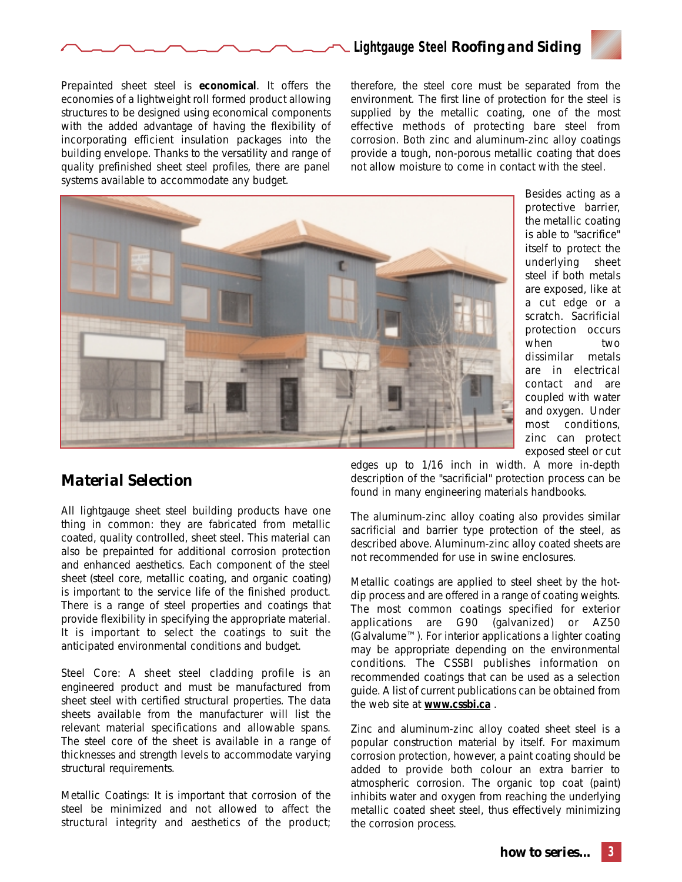Prepainted sheet steel is **economical**. It offers the economies of a lightweight roll formed product allowing structures to be designed using economical components with the added advantage of having the flexibility of incorporating efficient insulation packages into the building envelope. Thanks to the versatility and range of quality prefinished sheet steel profiles, there are panel systems available to accommodate any budget.

## Material Selection

All lightgauge sheet steel building products have one thing in common: they are fabricated from metallic coated, quality controlled, sheet steel. This material can also be prepainted for additional corrosion protection and enhanced aesthetics. Each component of the steel sheet (steel core, metallic coating, and organic coating) is important to the service life of the finished product. There is a range of steel properties and coatings that provide flexibility in specifying the appropriate material. It is important to select the coatings to suit the anticipated environmental conditions and budget.

Steel Core: A sheet steel cladding profile is an engineered product and must be manufactured from sheet steel with certified structural properties. The data sheets available from the manufacturer will list the relevant material specifications and allowable spans. The steel core of the sheet is available in a range of thicknesses and strength levels to accommodate varying structural requirements.

Metallic Coatings: It is important that corrosion of the steel be minimized and not allowed to affect the structural integrity and aesthetics of the product; therefore, the steel core must be separated from the environment. The first line of protection for the steel is supplied by the metallic coating, one of the most effective methods of protecting bare steel from corrosion. Both zinc and aluminum-zinc alloy coatings provide a tough, non-porous metallic coating that does not allow moisture to come in contact with the steel.

Besides acting as a protective barrier, the metallic coating is able to "sacrifice" itself to protect the underlying sheet steel if both metals are exposed, like at a cut edge or a scratch. Sacrificial protection occurs when two dissimilar metals are in electrical contact and are coupled with water and oxygen. Under most conditions, zinc can protect exposed steel or cut edges up to 1/16 inch in width. A more in-depth description of the "sacrificial" protection process can be found in many engineering materials handbooks.

The aluminum-zinc alloy coating also provides similar sacrificial and barrier type protection of the steel, as described above. Aluminum-zinc alloy coated sheets are not recommended for use in swine enclosures.

Metallic coatings are applied to steel sheet by the hot-dip process and are offered in a range of coating weights. The most common coatings specified for exterior applications are G90 (galvanized) or AZ50 (Galvalume™). For interior applications a lighter coating may be appropriate depending on the environmental conditions. The CSSBI publishes information on recommended coatings that can be used as a selection guide. A list of current publications can be obtained from the web site at **www.cssbi.ca** .

Zinc and aluminum-zinc alloy coated sheet steel is a popular construction material by itself. For maximum corrosion protection, however, a paint coating should be added to provide both colour an extra barrier to atmospheric corrosion. The organic top coat (paint) inhibits water and oxygen from reaching the underlying metallic coated sheet steel, thus effectively minimizing the corrosion process.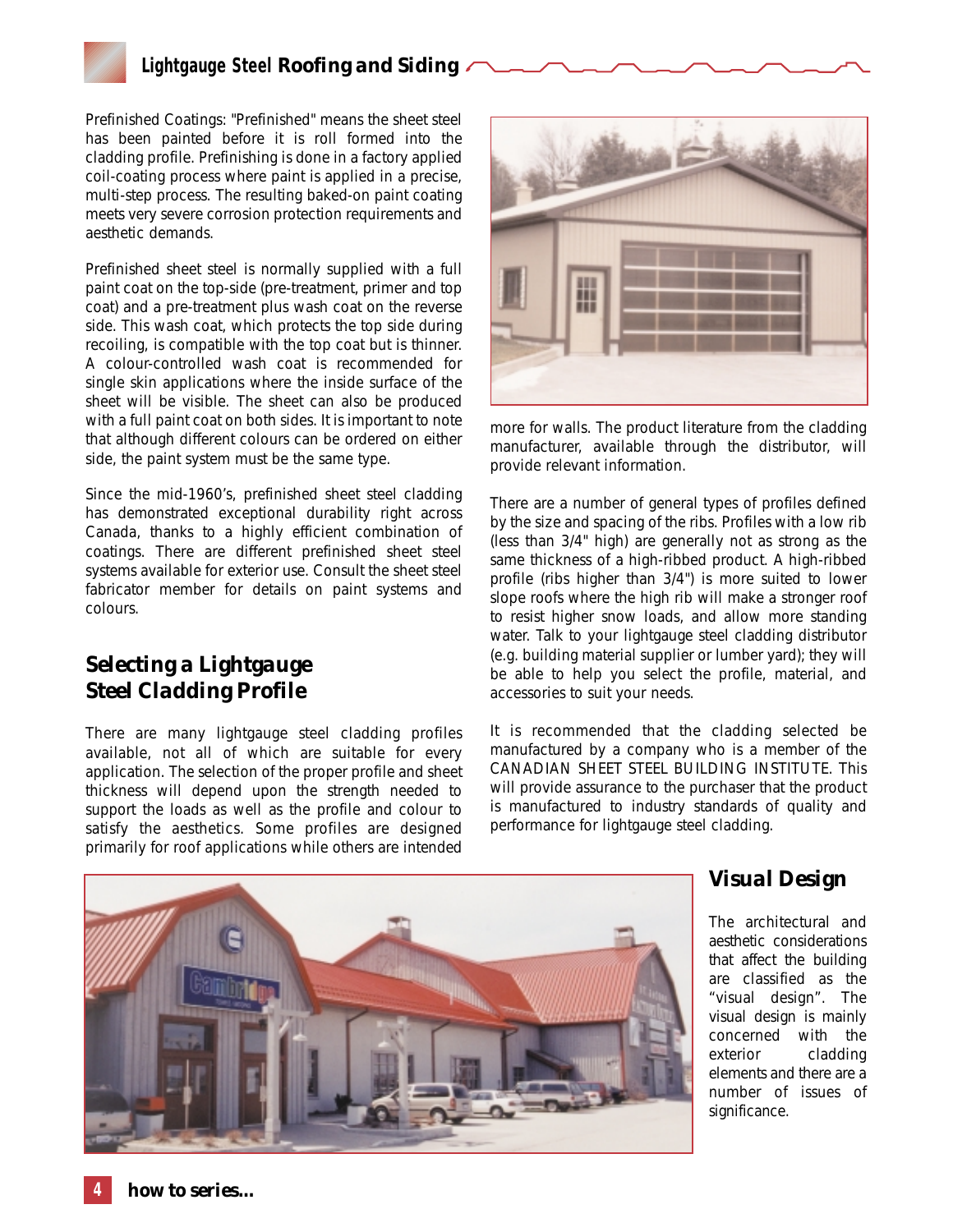Prefinished Coatings: "Prefinished" means the sheet steel has been painted before it is roll formed into the cladding profile. Prefinishing is done in a factory applied coil-coating process where paint is applied in a precise, multi-step process. The resulting baked-on paint coating meets very severe corrosion protection requirements and aesthetic demands.

Prefinished sheet steel is normally supplied with a full paint coat on the top-side (pre-treatment, primer and top coat) and a pre-treatment plus wash coat on the reverse side. This wash coat, which protects the top side during recoiling, is compatible with the top coat but is thinner. A colour-controlled wash coat is recommended for single skin applications where the inside surface of the sheet will be visible. The sheet can also be produced with a full paint coat on both sides. It is important to note that although different colours can be ordered on either side, the paint system must be the same type.

Since the mid-1960's, prefinished sheet steel cladding has demonstrated exceptional durability right across Canada, thanks to a highly efficient combination of coatings. There are different prefinished sheet steel systems available for exterior use. Consult the sheet steel fabricator member for details on paint systems and colours.

## Selecting a Lightgauge Steel Cladding Profile

There are many lightgauge steel cladding profiles available, not all of which are suitable for every application. The selection of the proper profile and sheet thickness will depend upon the strength needed to support the loads as well as the profile and colour to satisfy the aesthetics. Some profiles are designed primarily for roof applications while others are intended more for walls. The product literature from the cladding manufacturer, available through the distributor, will provide relevant information.

There are a number of general types of profiles defined by the size and spacing of the ribs. Profiles with a low rib (less than 3/4" high) are generally not as strong as the same thickness of a high-ribbed product. A high-ribbed profile (ribs higher than 3/4") is more suited to lower slope roofs where the high rib will make a stronger roof to resist higher snow loads, and allow more standing water. Talk to your lightgauge steel cladding distributor (e.g. building material supplier or lumber yard); they will be able to help you select the profile, material, and accessories to suit your needs.

It is recommended that the cladding selected be manufactured by a company who is a member of the CANADIAN SHEET STEEL BUILDING INSTITUTE. This will provide assurance to the purchaser that the product is manufactured to industry standards of quality and performance for lightgauge steel cladding.

## Visual Design

The architectural and aesthetic considerations that affect the building are classified as the "visual design". The visual design is mainly concerned with the exterior cladding elements and there are a number of issues of significance.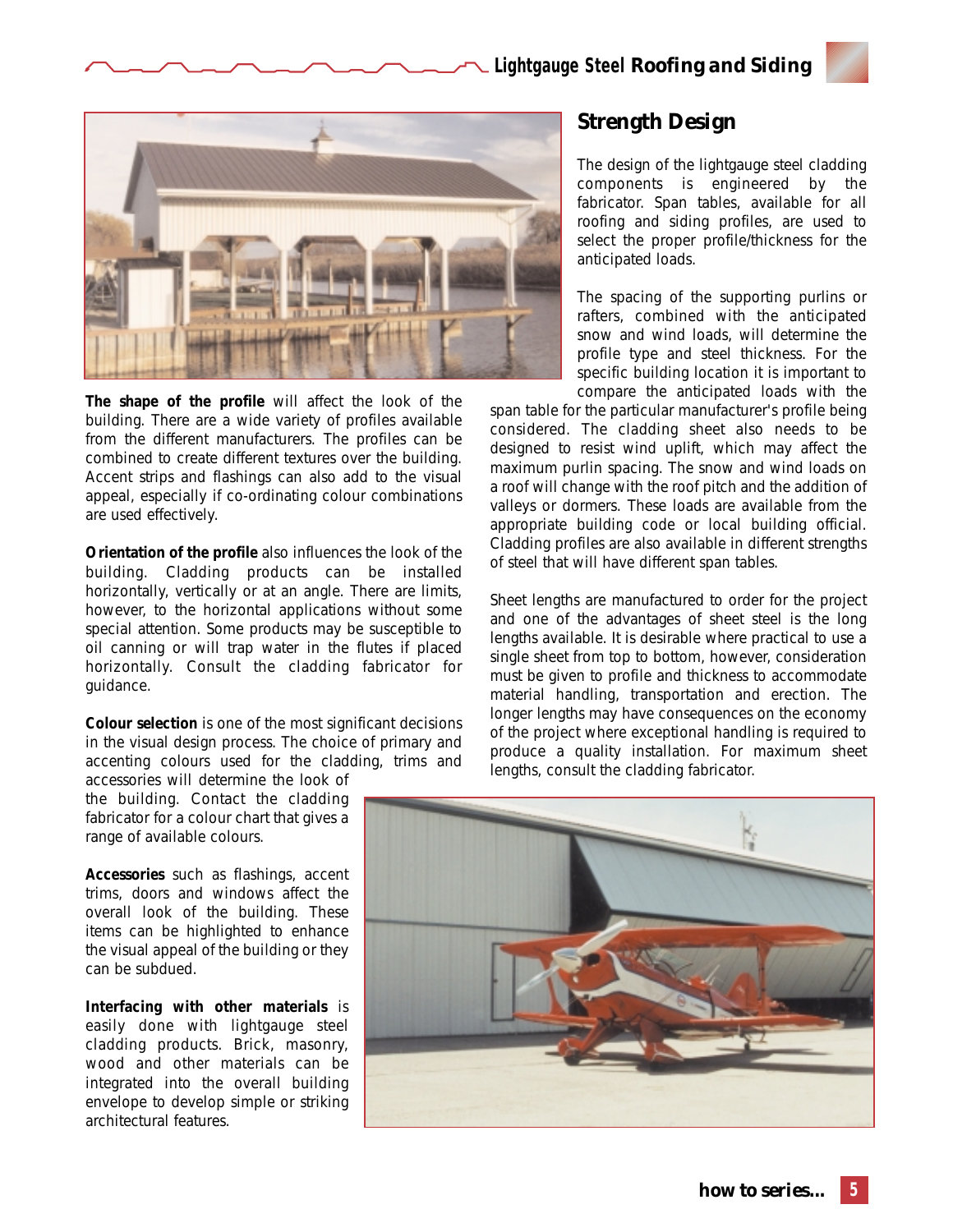**The shape of the profile** will affect the look of the building. There are a wide variety of profiles available from the different manufacturers. The profiles can be combined to create different textures over the building. Accent strips and flashings can also add to the visual appeal, especially if co-ordinating colour combinations are used effectively.

**Orientation of the profile** also influences the look of the building. Cladding products can be installed horizontally, vertically or at an angle. There are limits, however, to the horizontal applications without some special attention. Some products may be susceptible to oil canning or will trap water in the flutes if placed horizontally. Consult the cladding fabricator for guidance.

**Colour selection** is one of the most significant decisions in the visual design process. The choice of primary and accenting colours used for the cladding, trims and accessories will determine the look of the building. Contact the cladding fabricator for a colour chart that gives a range of available colours.

**Accessories** such as flashings, accent trims, doors and windows affect the overall look of the building. These items can be highlighted to enhance the visual appeal of the building or they can be subdued.

**Interfacing with other materials** is easily done with lightgauge steel cladding products. Brick, masonry, wood and other materials can be integrated into the overall building envelope to develop simple or striking architectural features.

## Strength Design

The design of the lightgauge steel cladding components is engineered by the fabricator. Span tables, available for all roofing and siding profiles, are used to select the proper profile/thickness for the anticipated loads.

The spacing of the supporting purlins or rafters, combined with the anticipated snow and wind loads, will determine the profile type and steel thickness. For the specific building location it is important to compare the anticipated loads with the span table for the particular manufacturer's profile being considered. The cladding sheet also needs to be designed to resist wind uplift, which may affect the maximum purlin spacing. The snow and wind loads on a roof will change with the roof pitch and the addition of valleys or dormers. These loads are available from the appropriate building code or local building official. Cladding profiles are also available in different strengths of steel that will have different span tables.

Sheet lengths are manufactured to order for the project and one of the advantages of sheet steel is the long lengths available. It is desirable where practical to use a single sheet from top to bottom, however, consideration must be given to profile and thickness to accommodate material handling, transportation and erection. The longer lengths may have consequences on the economy of the project where exceptional handling is required to produce a quality installation. For maximum sheet lengths, consult the cladding fabricator.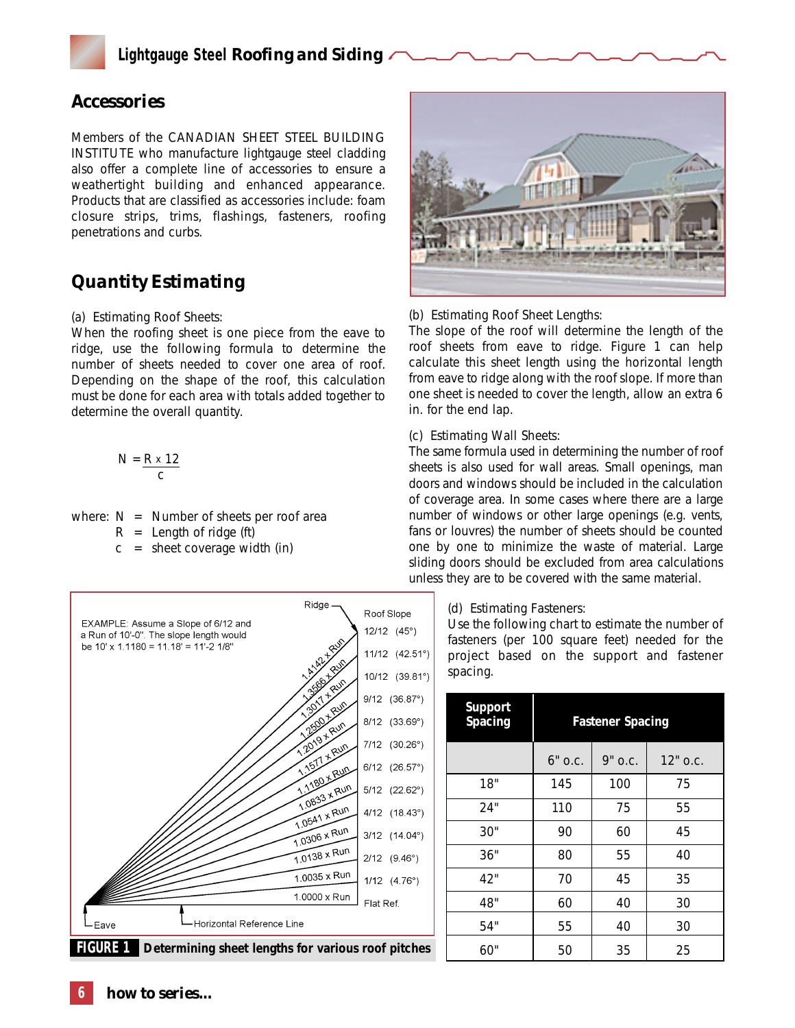## Accessories

Members of the CANADIAN SHEET STEEL BUILDING INSTITUTE who manufacture lightgauge steel cladding also offer a complete line of accessories to ensure a weathertight building and enhanced appearance. Products that are classified as accessories include: foam closure strips, trims, flashings, fasteners, roofing penetrations and curbs.

## Quantity Estimating

(a) Estimating Roof Sheets:
When the roofing sheet is one piece from the eave to ridge, use the following formula to determine the number of sheets needed to cover one area of roof. Depending on the shape of the roof, this calculation must be done for each area with totals added together to determine the overall quantity.

$$N = \frac{R \times 12}{c}$$

where: N = Number of sheets per roof area
R = Length of ridge (ft)
c = sheet coverage width (in)

EXAMPLE: Assume a Slope of 6/12 and a Run of 10'-0". The slope length would be 10' x 1.1180 = 11.18' = 11'-2 1/8"

| Roof Slope | Multiplier |
|---|---|
| 12/12 (45°) | 1.4142 x Run |
| 11/12 (42.51°) | 1.3566 x Run |
| 10/12 (39.81°) | 1.3017 x Run |
| 9/12 (36.87°) | 1.2500 x Run |
| 8/12 (33.69°) | 1.2019 x Run |
| 7/12 (30.26°) | 1.1577 x Run |
| 6/12 (26.57°) | 1.1180 x Run |
| 5/12 (22.62°) | 1.0833 x Run |
| 4/12 (18.43°) | 1.0541 x Run |
| 3/12 (14.04°) | 1.0306 x Run |
| 2/12 (9.46°) | 1.0138 x Run |
| 1/12 (4.76°) | 1.0035 x Run |
| Flat Ref. | 1.0000 x Run |

Ridge; Eave; Horizontal Reference Line

**FIGURE 1** Determining sheet lengths for various roof pitches

(b) Estimating Roof Sheet Lengths:
The slope of the roof will determine the length of the roof sheets from eave to ridge. Figure 1 can help calculate this sheet length using the horizontal length from eave to ridge along with the roof slope. If more than one sheet is needed to cover the length, allow an extra 6 in. for the end lap.

(c) Estimating Wall Sheets:
The same formula used in determining the number of roof sheets is also used for wall areas. Small openings, man doors and windows should be included in the calculation of coverage area. In some cases where there are a large number of windows or other large openings (e.g. vents, fans or louvres) the number of sheets should be counted one by one to minimize the waste of material. Large sliding doors should be excluded from area calculations unless they are to be covered with the same material.

(d) Estimating Fasteners:
Use the following chart to estimate the number of fasteners (per 100 square feet) needed for the project based on the support and fastener spacing.

| Support Spacing | Fastener Spacing | | |
|---|---|---|---|
| | 6" o.c. | 9" o.c. | 12" o.c. |
| 18" | 145 | 100 | 75 |
| 24" | 110 | 75 | 55 |
| 30" | 90 | 60 | 45 |
| 36" | 80 | 55 | 40 |
| 42" | 70 | 45 | 35 |
| 48" | 60 | 40 | 30 |
| 54" | 55 | 40 | 30 |
| 60" | 50 | 35 | 25 |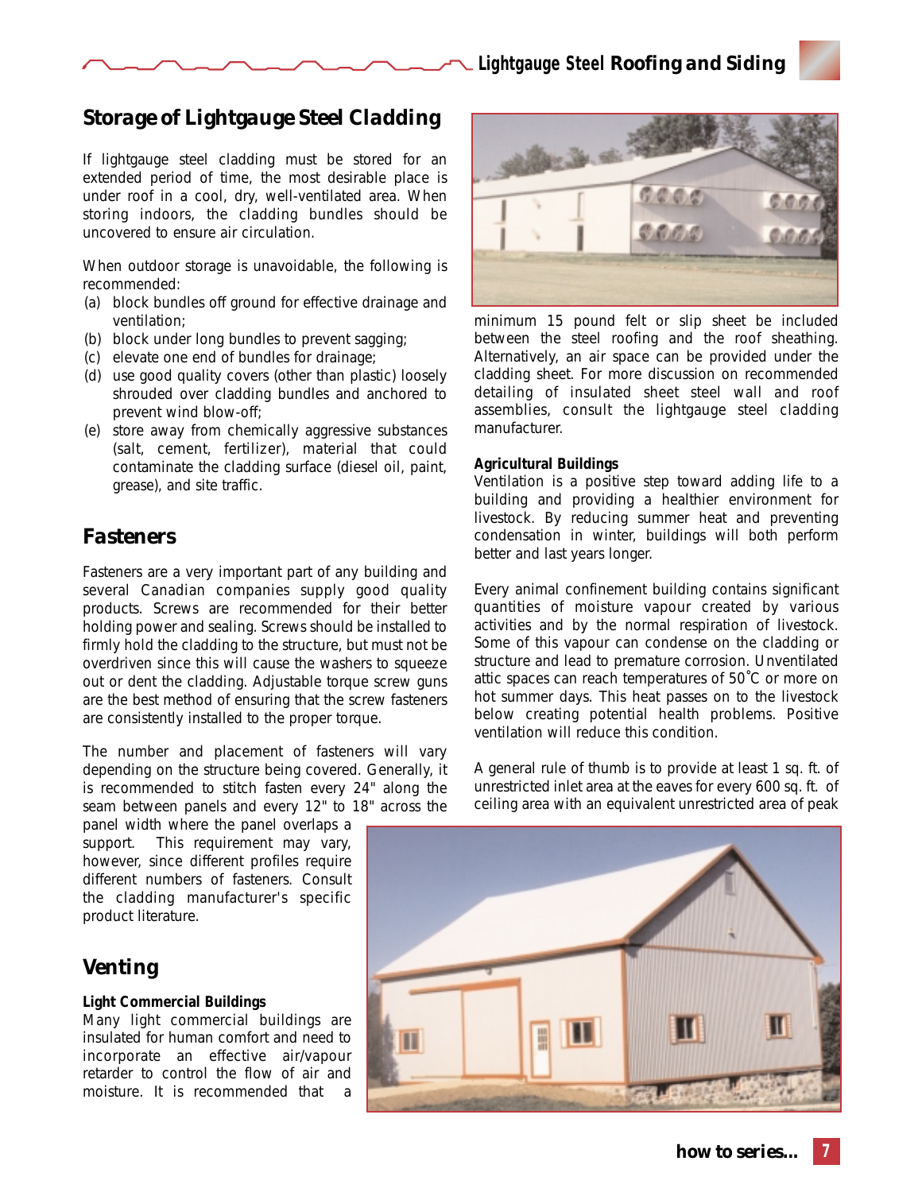## Storage of Lightgauge Steel Cladding

If lightgauge steel cladding must be stored for an extended period of time, the most desirable place is under roof in a cool, dry, well-ventilated area. When storing indoors, the cladding bundles should be uncovered to ensure air circulation.

When outdoor storage is unavoidable, the following is recommended:

(a) block bundles off ground for effective drainage and ventilation;
(b) block under long bundles to prevent sagging;
(c) elevate one end of bundles for drainage;
(d) use good quality covers (other than plastic) loosely shrouded over cladding bundles and anchored to prevent wind blow-off;
(e) store away from chemically aggressive substances (salt, cement, fertilizer), material that could contaminate the cladding surface (diesel oil, paint, grease), and site traffic.

## Fasteners

Fasteners are a very important part of any building and several Canadian companies supply good quality products. Screws are recommended for their better holding power and sealing. Screws should be installed to firmly hold the cladding to the structure, but must not be overdriven since this will cause the washers to squeeze out or dent the cladding. Adjustable torque screw guns are the best method of ensuring that the screw fasteners are consistently installed to the proper torque.

The number and placement of fasteners will vary depending on the structure being covered. Generally, it is recommended to stitch fasten every 24" along the seam between panels and every 12" to 18" across the panel width where the panel overlaps a support. This requirement may vary, however, since different profiles require different numbers of fasteners. Consult the cladding manufacturer's specific product literature.

## Venting

### Light Commercial Buildings

Many light commercial buildings are insulated for human comfort and need to incorporate an effective air/vapour retarder to control the flow of air and moisture. It is recommended that a minimum 15 pound felt or slip sheet be included between the steel roofing and the roof sheathing. Alternatively, an air space can be provided under the cladding sheet. For more discussion on recommended detailing of insulated sheet steel wall and roof assemblies, consult the lightgauge steel cladding manufacturer.

### Agricultural Buildings

Ventilation is a positive step toward adding life to a building and providing a healthier environment for livestock. By reducing summer heat and preventing condensation in winter, buildings will both perform better and last years longer.

Every animal confinement building contains significant quantities of moisture vapour created by various activities and by the normal respiration of livestock. Some of this vapour can condense on the cladding or structure and lead to premature corrosion. Unventilated attic spaces can reach temperatures of 50˚C or more on hot summer days. This heat passes on to the livestock below creating potential health problems. Positive ventilation will reduce this condition.

A general rule of thumb is to provide at least 1 sq. ft. of unrestricted inlet area at the eaves for every 600 sq. ft. of ceiling area with an equivalent unrestricted area of peak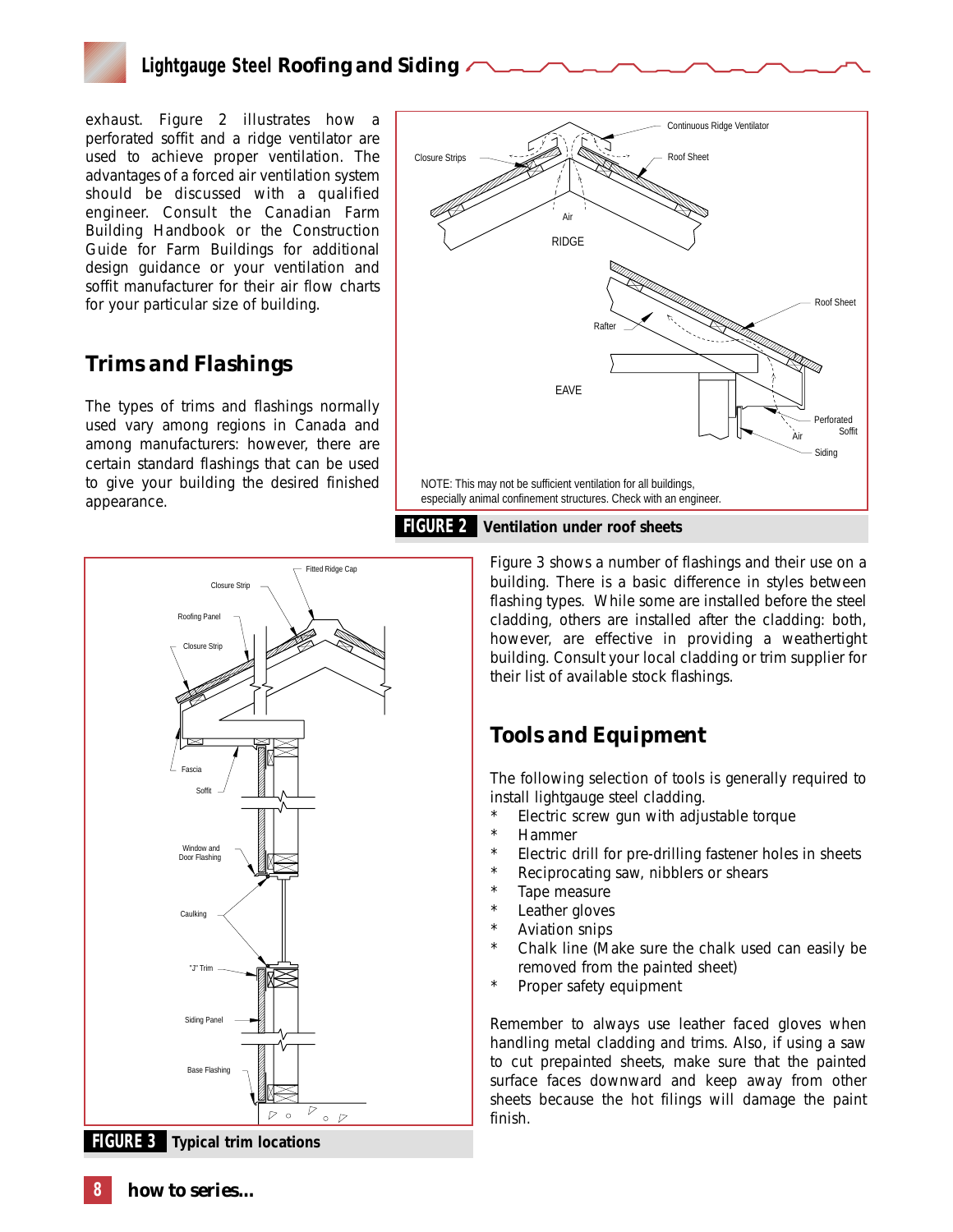exhaust. Figure 2 illustrates how a perforated soffit and a ridge ventilator are used to achieve proper ventilation. The advantages of a forced air ventilation system should be discussed with a qualified engineer. Consult the Canadian Farm Building Handbook or the Construction Guide for Farm Buildings for additional design guidance or your ventilation and soffit manufacturer for their air flow charts for your particular size of building.

## Trims and Flashings

The types of trims and flashings normally used vary among regions in Canada and among manufacturers: however, there are certain standard flashings that can be used to give your building the desired finished appearance.

NOTE: This may not be sufficient ventilation for all buildings, especially animal confinement structures. Check with an engineer.

**FIGURE 2** Ventilation under roof sheets

Figure 3 shows a number of flashings and their use on a building. There is a basic difference in styles between flashing types. While some are installed before the steel cladding, others are installed after the cladding: both, however, are effective in providing a weathertight building. Consult your local cladding or trim supplier for their list of available stock flashings.

**FIGURE 3** Typical trim locations

## Tools and Equipment

The following selection of tools is generally required to install lightgauge steel cladding.

* Electric screw gun with adjustable torque
* Hammer
* Electric drill for pre-drilling fastener holes in sheets
* Reciprocating saw, nibblers or shears
* Tape measure
* Leather gloves
* Aviation snips
* Chalk line (Make sure the chalk used can easily be removed from the painted sheet)
* Proper safety equipment

Remember to always use leather faced gloves when handling metal cladding and trims. Also, if using a saw to cut prepainted sheets, make sure that the painted surface faces downward and keep away from other sheets because the hot filings will damage the paint finish.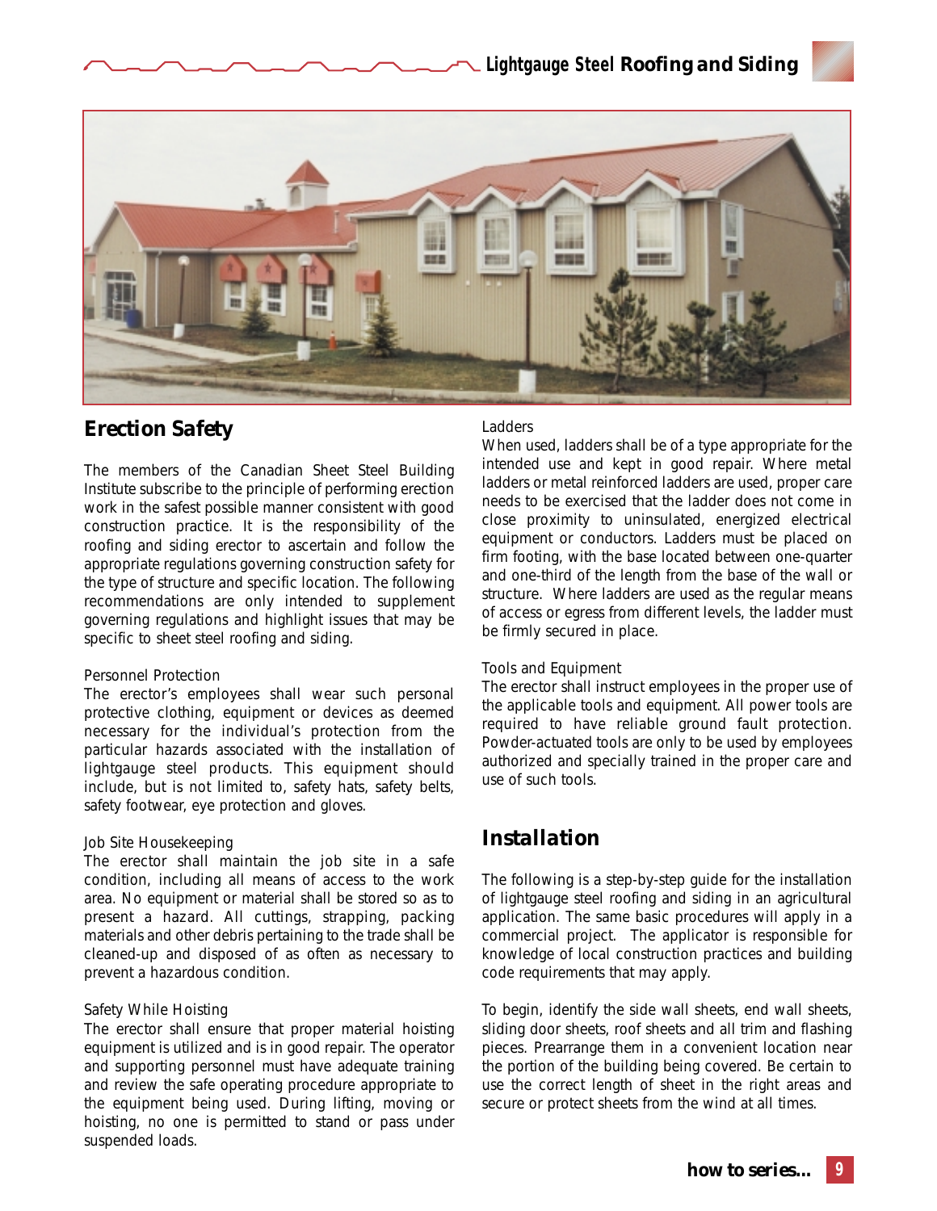## Erection Safety

The members of the Canadian Sheet Steel Building Institute subscribe to the principle of performing erection work in the safest possible manner consistent with good construction practice. It is the responsibility of the roofing and siding erector to ascertain and follow the appropriate regulations governing construction safety for the type of structure and specific location. The following recommendations are only intended to supplement governing regulations and highlight issues that may be specific to sheet steel roofing and siding.

### Personnel Protection

The erector's employees shall wear such personal protective clothing, equipment or devices as deemed necessary for the individual's protection from the particular hazards associated with the installation of lightgauge steel products. This equipment should include, but is not limited to, safety hats, safety belts, safety footwear, eye protection and gloves.

### Job Site Housekeeping

The erector shall maintain the job site in a safe condition, including all means of access to the work area. No equipment or material shall be stored so as to present a hazard. All cuttings, strapping, packing materials and other debris pertaining to the trade shall be cleaned-up and disposed of as often as necessary to prevent a hazardous condition.

### Safety While Hoisting

The erector shall ensure that proper material hoisting equipment is utilized and is in good repair. The operator and supporting personnel must have adequate training and review the safe operating procedure appropriate to the equipment being used. During lifting, moving or hoisting, no one is permitted to stand or pass under suspended loads.

### Ladders

When used, ladders shall be of a type appropriate for the intended use and kept in good repair. Where metal ladders or metal reinforced ladders are used, proper care needs to be exercised that the ladder does not come in close proximity to uninsulated, energized electrical equipment or conductors. Ladders must be placed on firm footing, with the base located between one-quarter and one-third of the length from the base of the wall or structure. Where ladders are used as the regular means of access or egress from different levels, the ladder must be firmly secured in place.

### Tools and Equipment

The erector shall instruct employees in the proper use of the applicable tools and equipment. All power tools are required to have reliable ground fault protection. Powder-actuated tools are only to be used by employees authorized and specially trained in the proper care and use of such tools.

## Installation

The following is a step-by-step guide for the installation of lightgauge steel roofing and siding in an agricultural application. The same basic procedures will apply in a commercial project. The applicator is responsible for knowledge of local construction practices and building code requirements that may apply.

To begin, identify the side wall sheets, end wall sheets, sliding door sheets, roof sheets and all trim and flashing pieces. Prearrange them in a convenient location near the portion of the building being covered. Be certain to use the correct length of sheet in the right areas and secure or protect sheets from the wind at all times.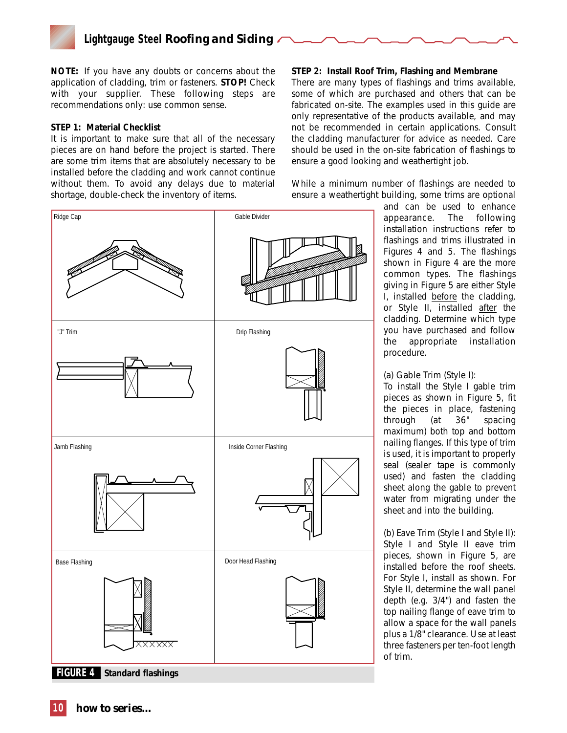**NOTE:** If you have any doubts or concerns about the application of cladding, trim or fasteners. **STOP!** Check with your supplier. These following steps are recommendations only: use common sense.

**STEP 1: Material Checklist**

It is important to make sure that all of the necessary pieces are on hand before the project is started. There are some trim items that are absolutely necessary to be installed before the cladding and work cannot continue without them. To avoid any delays due to material shortage, double-check the inventory of items.

**STEP 2: Install Roof Trim, Flashing and Membrane**

There are many types of flashings and trims available, some of which are purchased and others that can be fabricated on-site. The examples used in this guide are only representative of the products available, and may not be recommended in certain applications. Consult the cladding manufacturer for advice as needed. Care should be used in the on-site fabrication of flashings to ensure a good looking and weathertight job.

While a minimum number of flashings are needed to ensure a weathertight building, some trims are optional and can be used to enhance appearance. The following installation instructions refer to flashings and trims illustrated in Figures 4 and 5. The flashings shown in Figure 4 are the more common types. The flashings giving in Figure 5 are either Style I, installed before the cladding, or Style II, installed after the cladding. Determine which type you have purchased and follow the appropriate installation procedure.

(a) Gable Trim (Style I):
To install the Style I gable trim pieces as shown in Figure 5, fit the pieces in place, fastening through (at 36" spacing maximum) both top and bottom nailing flanges. If this type of trim is used, it is important to properly seal (sealer tape is commonly used) and fasten the cladding sheet along the gable to prevent water from migrating under the sheet and into the building.

(b) Eave Trim (Style I and Style II):
Style I and Style II eave trim pieces, shown in Figure 5, are installed before the roof sheets. For Style I, install as shown. For Style II, determine the wall panel depth (e.g. 3/4") and fasten the top nailing flange of eave trim to allow a space for the wall panels plus a 1/8" clearance. Use at least three fasteners per ten-foot length of trim.

Ridge Cap | Gable Divider | "J" Trim | Drip Flashing | Jamb Flashing | Inside Corner Flashing | Base Flashing | Door Head Flashing

**FIGURE 4** Standard flashings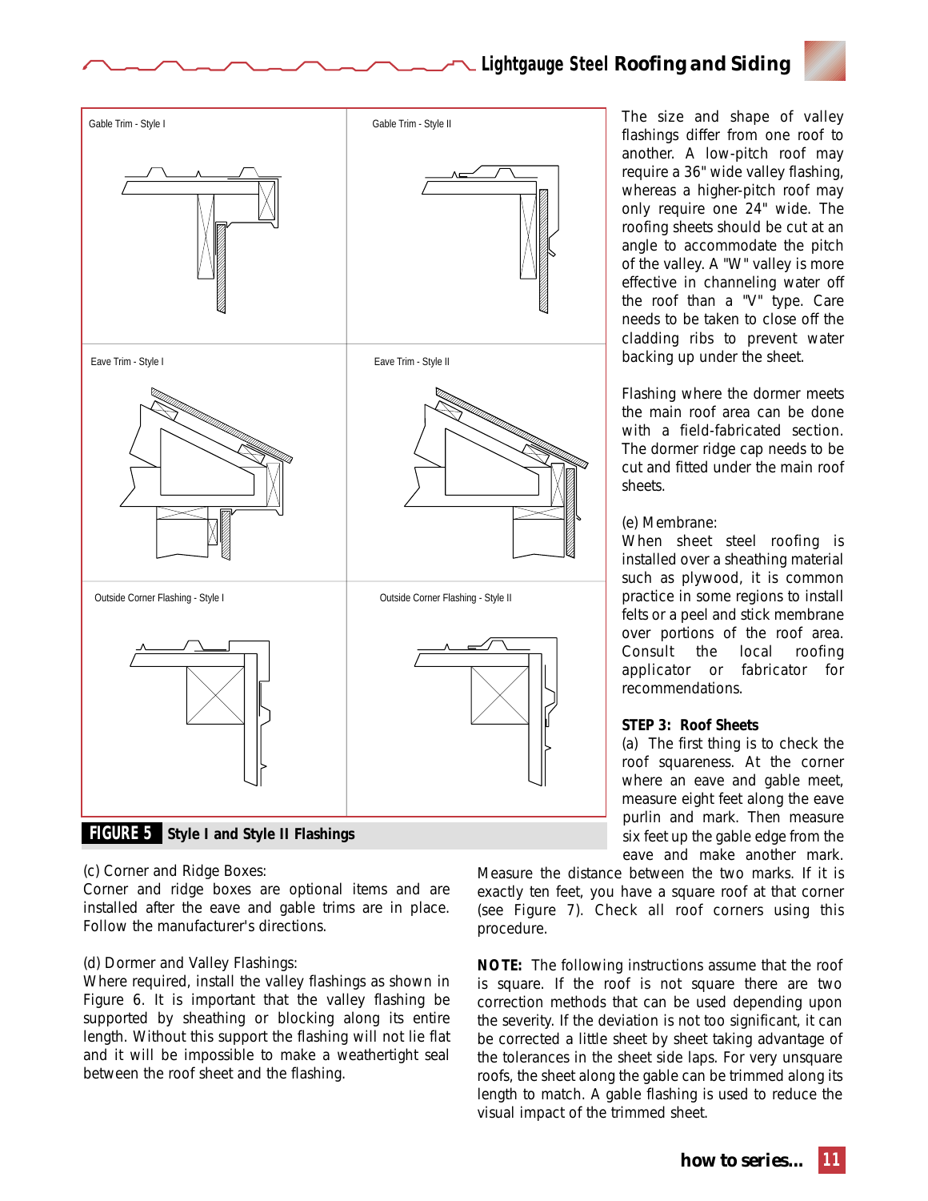Gable Trim - Style I

Gable Trim - Style II

Eave Trim - Style I

Eave Trim - Style II

Outside Corner Flashing - Style I

Outside Corner Flashing - Style II

**FIGURE 5** **Style I and Style II Flashings**

The size and shape of valley flashings differ from one roof to another. A low-pitch roof may require a 36" wide valley flashing, whereas a higher-pitch roof may only require one 24" wide. The roofing sheets should be cut at an angle to accommodate the pitch of the valley. A "W" valley is more effective in channeling water off the roof than a "V" type. Care needs to be taken to close off the cladding ribs to prevent water backing up under the sheet.

Flashing where the dormer meets the main roof area can be done with a field-fabricated section. The dormer ridge cap needs to be cut and fitted under the main roof sheets.

(e) Membrane:
When sheet steel roofing is installed over a sheathing material such as plywood, it is common practice in some regions to install felts or a peel and stick membrane over portions of the roof area. Consult the local roofing applicator or fabricator for recommendations.

**STEP 3: Roof Sheets**

(a) The first thing is to check the roof squareness. At the corner where an eave and gable meet, measure eight feet along the eave purlin and mark. Then measure six feet up the gable edge from the eave and make another mark. Measure the distance between the two marks. If it is exactly ten feet, you have a square roof at that corner (see Figure 7). Check all roof corners using this procedure.

**NOTE:** The following instructions assume that the roof is square. If the roof is not square there are two correction methods that can be used depending upon the severity. If the deviation is not too significant, it can be corrected a little sheet by sheet taking advantage of the tolerances in the sheet side laps. For very unsquare roofs, the sheet along the gable can be trimmed along its length to match. A gable flashing is used to reduce the visual impact of the trimmed sheet.

(c) Corner and Ridge Boxes:
Corner and ridge boxes are optional items and are installed after the eave and gable trims are in place. Follow the manufacturer's directions.

(d) Dormer and Valley Flashings:
Where required, install the valley flashings as shown in Figure 6. It is important that the valley flashing be supported by sheathing or blocking along its entire length. Without this support the flashing will not lie flat and it will be impossible to make a weathertight seal between the roof sheet and the flashing.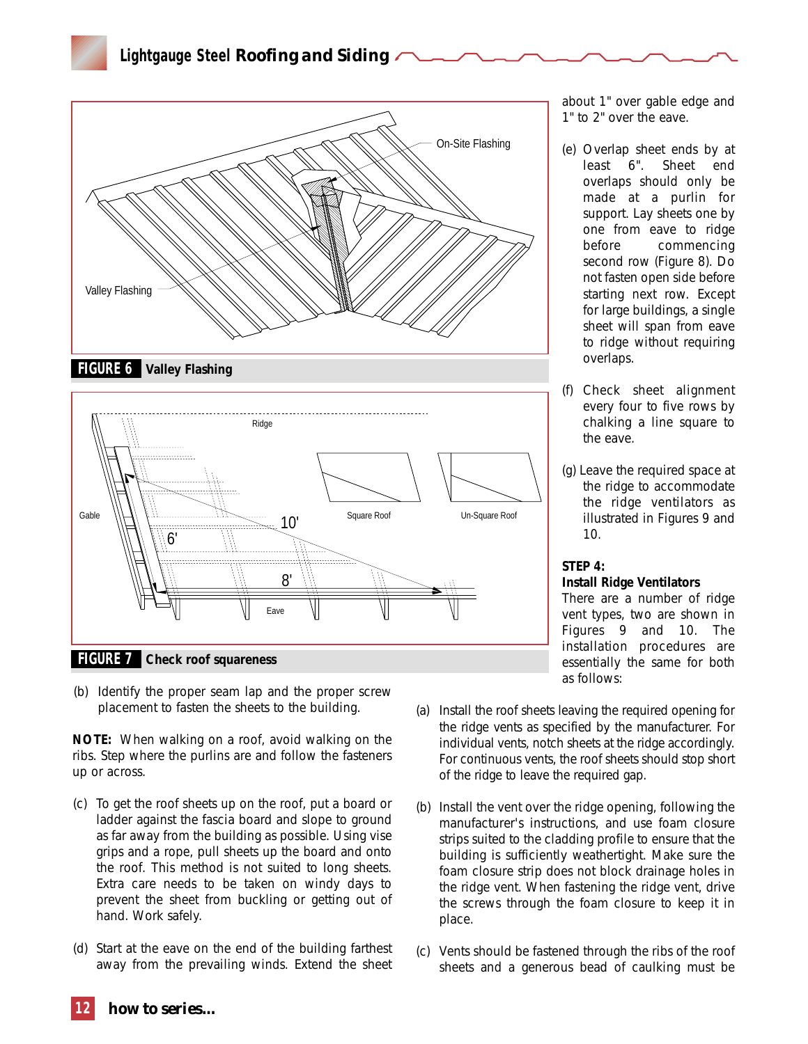FIGURE 6 Valley Flashing

FIGURE 7 Check roof squareness

(b) Identify the proper seam lap and the proper screw placement to fasten the sheets to the building.

**NOTE:** When walking on a roof, avoid walking on the ribs. Step where the purlins are and follow the fasteners up or across.

(c) To get the roof sheets up on the roof, put a board or ladder against the fascia board and slope to ground as far away from the building as possible. Using vise grips and a rope, pull sheets up the board and onto the roof. This method is not suited to long sheets. Extra care needs to be taken on windy days to prevent the sheet from buckling or getting out of hand. Work safely.

(d) Start at the eave on the end of the building farthest away from the prevailing winds. Extend the sheet about 1" over gable edge and 1" to 2" over the eave.

(e) Overlap sheet ends by at least 6". Sheet end overlaps should only be made at a purlin for support. Lay sheets one by one from eave to ridge before commencing second row (Figure 8). Do not fasten open side before starting next row. Except for large buildings, a single sheet will span from eave to ridge without requiring overlaps.

(f) Check sheet alignment every four to five rows by chalking a line square to the eave.

(g) Leave the required space at the ridge to accommodate the ridge ventilators as illustrated in Figures 9 and 10.

**STEP 4:**
**Install Ridge Ventilators**

There are a number of ridge vent types, two are shown in Figures 9 and 10. The installation procedures are essentially the same for both as follows:

(a) Install the roof sheets leaving the required opening for the ridge vents as specified by the manufacturer. For individual vents, notch sheets at the ridge accordingly. For continuous vents, the roof sheets should stop short of the ridge to leave the required gap.

(b) Install the vent over the ridge opening, following the manufacturer's instructions, and use foam closure strips suited to the cladding profile to ensure that the building is sufficiently weathertight. Make sure the foam closure strip does not block drainage holes in the ridge vent. When fastening the ridge vent, drive the screws through the foam closure to keep it in place.

(c) Vents should be fastened through the ribs of the roof sheets and a generous bead of caulking must be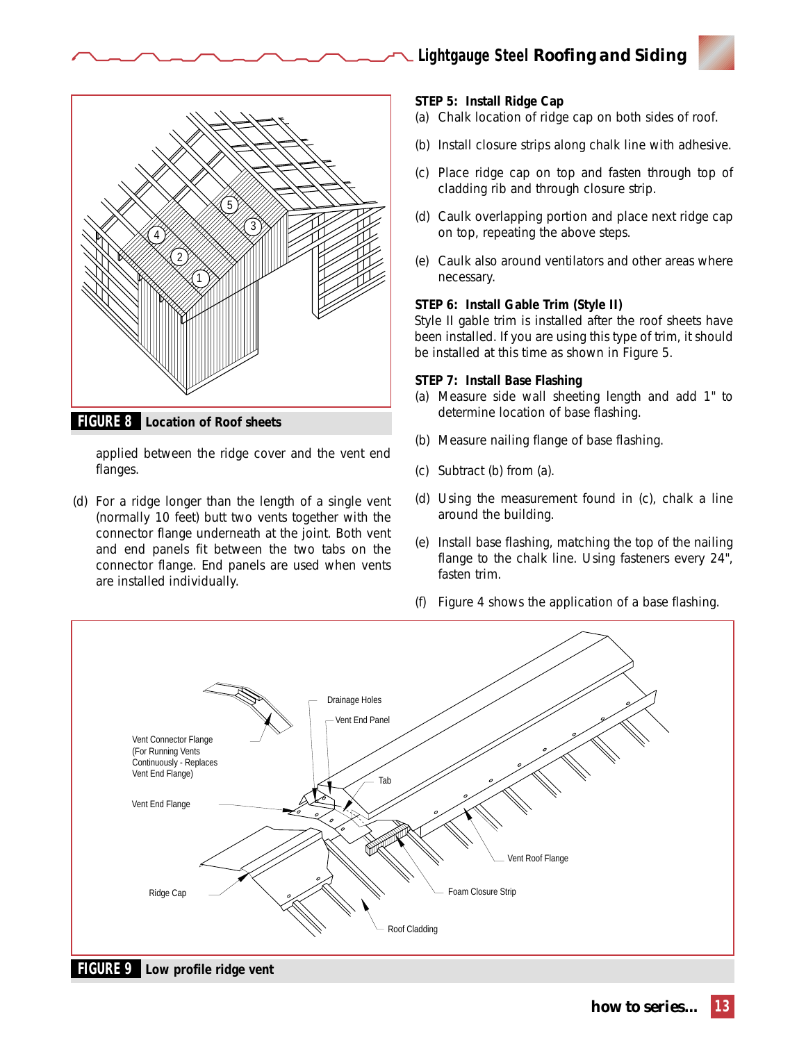**FIGURE 8** Location of Roof sheets

applied between the ridge cover and the vent end flanges.

(d) For a ridge longer than the length of a single vent (normally 10 feet) butt two vents together with the connector flange underneath at the joint. Both vent and end panels fit between the two tabs on the connector flange. End panels are used when vents are installed individually.

**STEP 5: Install Ridge Cap**

(a) Chalk location of ridge cap on both sides of roof.

(b) Install closure strips along chalk line with adhesive.

(c) Place ridge cap on top and fasten through top of cladding rib and through closure strip.

(d) Caulk overlapping portion and place next ridge cap on top, repeating the above steps.

(e) Caulk also around ventilators and other areas where necessary.

**STEP 6: Install Gable Trim (Style II)**

Style II gable trim is installed after the roof sheets have been installed. If you are using this type of trim, it should be installed at this time as shown in Figure 5.

**STEP 7: Install Base Flashing**

(a) Measure side wall sheeting length and add 1" to determine location of base flashing.

(b) Measure nailing flange of base flashing.

(c) Subtract (b) from (a).

(d) Using the measurement found in (c), chalk a line around the building.

(e) Install base flashing, matching the top of the nailing flange to the chalk line. Using fasteners every 24", fasten trim.

(f) Figure 4 shows the application of a base flashing.

**FIGURE 9** Low profile ridge vent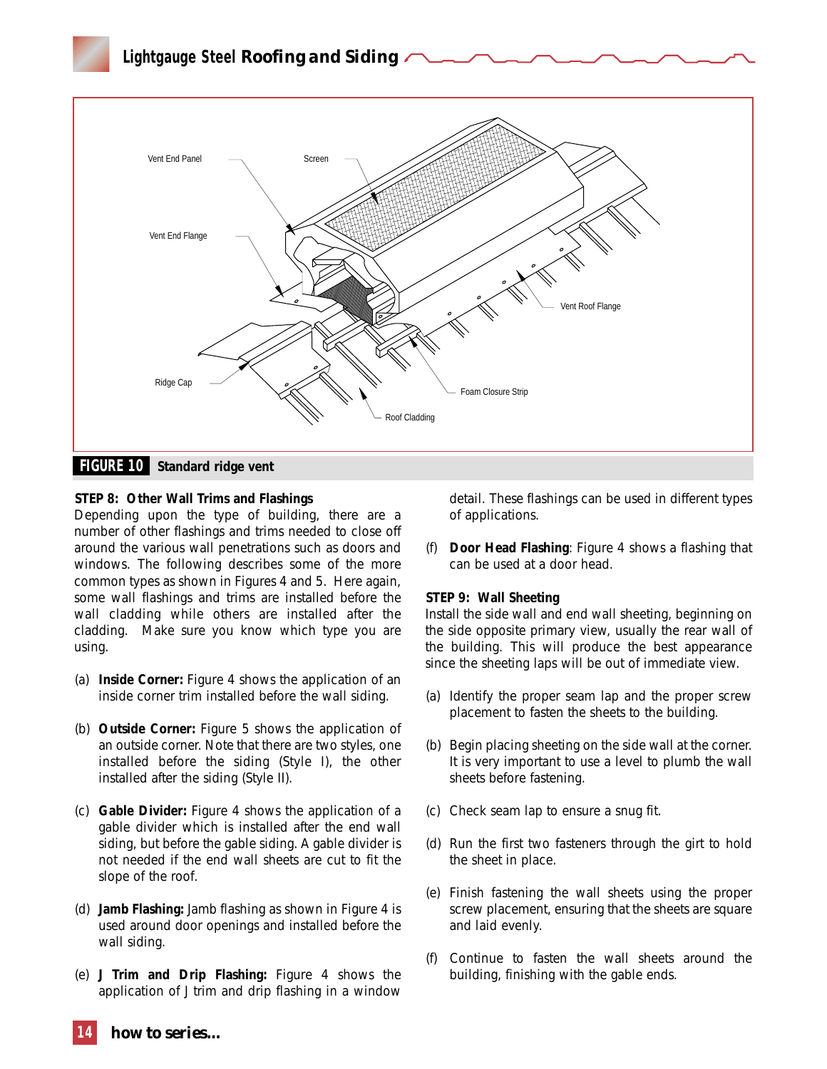**FIGURE 10** Standard ridge vent

**STEP 8: Other Wall Trims and Flashings**

Depending upon the type of building, there are a number of other flashings and trims needed to close off around the various wall penetrations such as doors and windows. The following describes some of the more common types as shown in Figures 4 and 5. Here again, some wall flashings and trims are installed before the wall cladding while others are installed after the cladding. Make sure you know which type you are using.

(a) **Inside Corner:** Figure 4 shows the application of an inside corner trim installed before the wall siding.

(b) **Outside Corner:** Figure 5 shows the application of an outside corner. Note that there are two styles, one installed before the siding (Style I), the other installed after the siding (Style II).

(c) **Gable Divider:** Figure 4 shows the application of a gable divider which is installed after the end wall siding, but before the gable siding. A gable divider is not needed if the end wall sheets are cut to fit the slope of the roof.

(d) **Jamb Flashing:** Jamb flashing as shown in Figure 4 is used around door openings and installed before the wall siding.

(e) **J Trim and Drip Flashing:** Figure 4 shows the application of J trim and drip flashing in a window detail. These flashings can be used in different types of applications.

(f) **Door Head Flashing**: Figure 4 shows a flashing that can be used at a door head.

**STEP 9: Wall Sheeting**

Install the side wall and end wall sheeting, beginning on the side opposite primary view, usually the rear wall of the building. This will produce the best appearance since the sheeting laps will be out of immediate view.

(a) Identify the proper seam lap and the proper screw placement to fasten the sheets to the building.

(b) Begin placing sheeting on the side wall at the corner. It is very important to use a level to plumb the wall sheets before fastening.

(c) Check seam lap to ensure a snug fit.

(d) Run the first two fasteners through the girt to hold the sheet in place.

(e) Finish fastening the wall sheets using the proper screw placement, ensuring that the sheets are square and laid evenly.

(f) Continue to fasten the wall sheets around the building, finishing with the gable ends.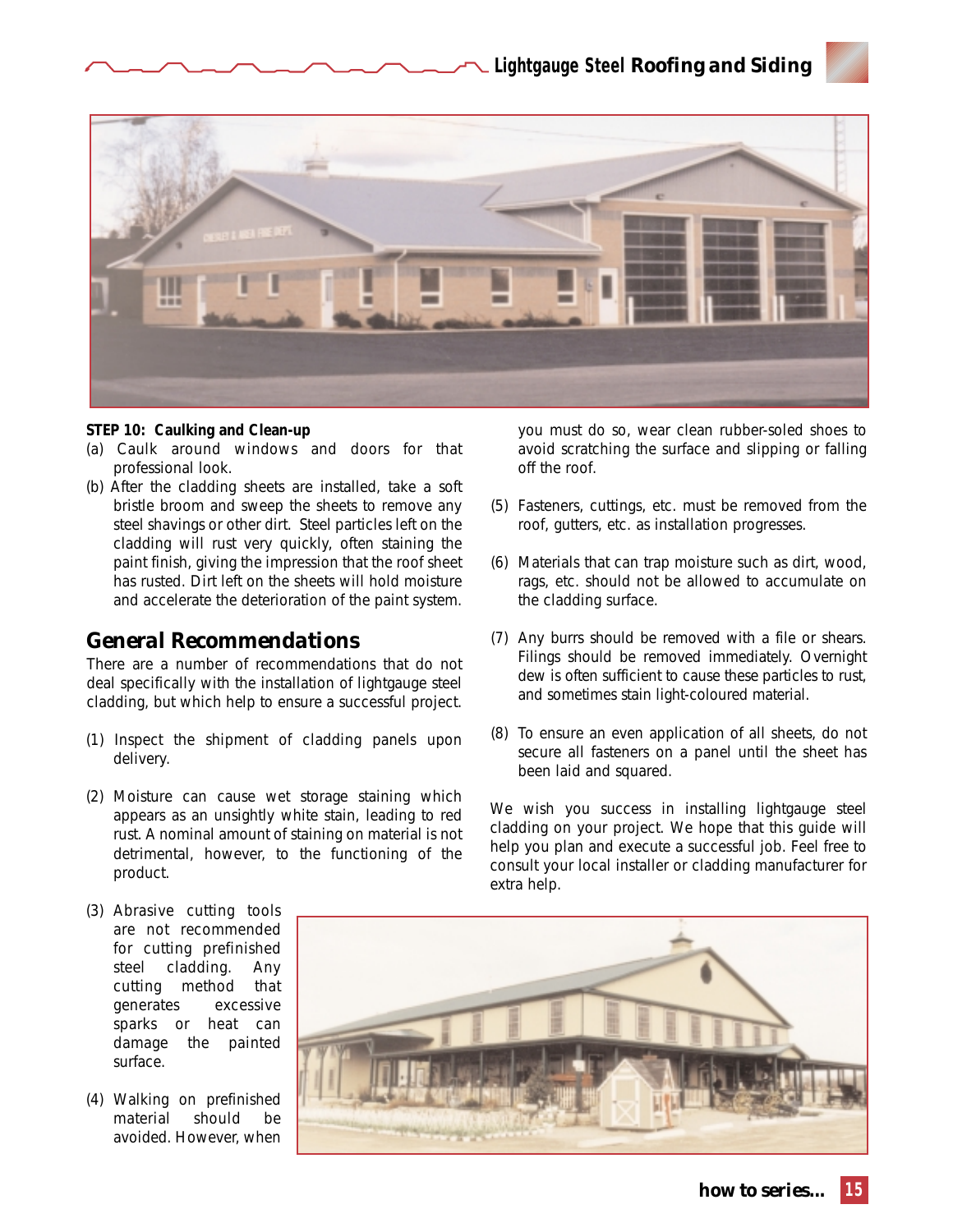**STEP 10: Caulking and Clean-up**

(a) Caulk around windows and doors for that professional look.

(b) After the cladding sheets are installed, take a soft bristle broom and sweep the sheets to remove any steel shavings or other dirt. Steel particles left on the cladding will rust very quickly, often staining the paint finish, giving the impression that the roof sheet has rusted. Dirt left on the sheets will hold moisture and accelerate the deterioration of the paint system.

## General Recommendations

There are a number of recommendations that do not deal specifically with the installation of lightgauge steel cladding, but which help to ensure a successful project.

(1) Inspect the shipment of cladding panels upon delivery.

(2) Moisture can cause wet storage staining which appears as an unsightly white stain, leading to red rust. A nominal amount of staining on material is not detrimental, however, to the functioning of the product.

(3) Abrasive cutting tools are not recommended for cutting prefinished steel cladding. Any cutting method that generates excessive sparks or heat can damage the painted surface.

(4) Walking on prefinished material should be avoided. However, when you must do so, wear clean rubber-soled shoes to avoid scratching the surface and slipping or falling off the roof.

(5) Fasteners, cuttings, etc. must be removed from the roof, gutters, etc. as installation progresses.

(6) Materials that can trap moisture such as dirt, wood, rags, etc. should not be allowed to accumulate on the cladding surface.

(7) Any burrs should be removed with a file or shears. Filings should be removed immediately. Overnight dew is often sufficient to cause these particles to rust, and sometimes stain light-coloured material.

(8) To ensure an even application of all sheets, do not secure all fasteners on a panel until the sheet has been laid and squared.

We wish you success in installing lightgauge steel cladding on your project. We hope that this guide will help you plan and execute a successful job. Feel free to consult your local installer or cladding manufacturer for extra help.